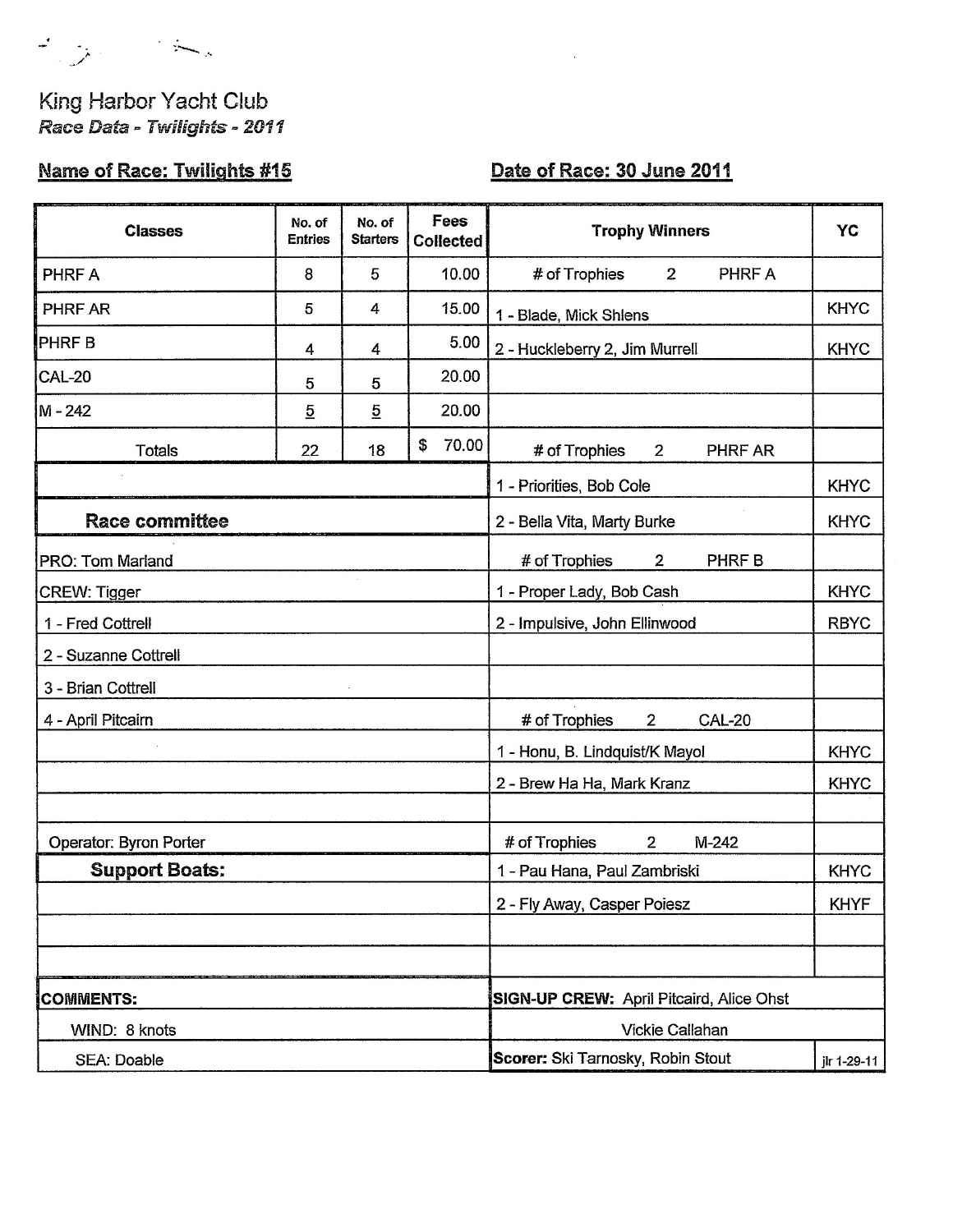King Harbor Yacht Club

*Race Data - Twilights - 2011*

**Name of Race: Twilights #15** **Date of Race: 30 June 2011**

| Classes | No. of Entries | No. of Starters | Fees Collected | Trophy Winners | YC |
|---|---|---|---|---|---|
| PHRF A | 8 | 5 | 10.00 | # of Trophies 2 PHRF A | |
| PHRF AR | 5 | 4 | 15.00 | 1 - Blade, Mick Shlens | KHYC |
| PHRF B | 4 | 4 | 5.00 | 2 - Huckleberry 2, Jim Murrell | KHYC |
| CAL-20 | 5 | 5 | 20.00 | | |
| M - 242 | 5 | 5 | 20.00 | | |
| Totals | 22 | 18 | $ 70.00 | # of Trophies 2 PHRF AR | |
| | | | | 1 - Priorities, Bob Cole | KHYC |
| **Race committee** | | | | 2 - Bella Vita, Marty Burke | KHYC |
| PRO: Tom Marland | | | | # of Trophies 2 PHRF B | |
| CREW: Tigger | | | | 1 - Proper Lady, Bob Cash | KHYC |
| 1 - Fred Cottrell | | | | 2 - Impulsive, John Ellinwood | RBYC |
| 2 - Suzanne Cottrell | | | | | |
| 3 - Brian Cottrell | | | | | |
| 4 - April Pitcairn | | | | # of Trophies 2 CAL-20 | |
| | | | | 1 - Honu, B. Lindquist/K Mayol | KHYC |
| | | | | 2 - Brew Ha Ha, Mark Kranz | KHYC |
| | | | | | |
| Operator: Byron Porter | | | | # of Trophies 2 M-242 | |
| **Support Boats:** | | | | 1 - Pau Hana, Paul Zambriski | KHYC |
| | | | | 2 - Fly Away, Casper Poiesz | KHYF |
| | | | | | |
| | | | | | |
| **COMMENTS:** | | | | **SIGN-UP CREW:** April Pitcaird, Alice Ohst | |
| WIND: 8 knots | | | | Vickie Callahan | |
| SEA: Doable | | | | **Scorer:** Ski Tarnosky, Robin Stout | jlr 1-29-11 |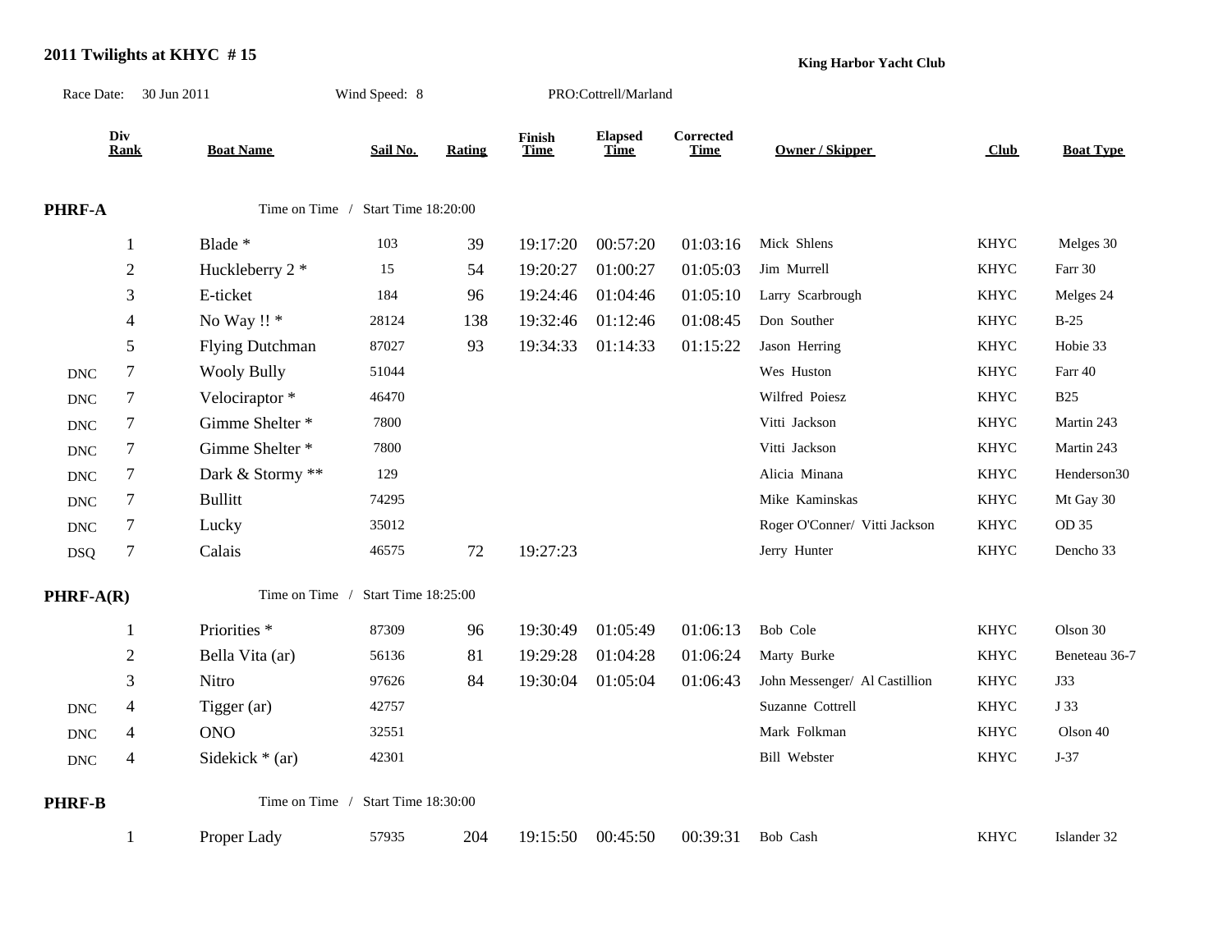## 2011 Twilights at KHYC # 15

**King Harbor Yacht Club**

Race Date: 30 Jun 2011 Wind Speed: 8 PRO:Cottrell/Marland

| | Div Rank | Boat Name | Sail No. | Rating | Finish Time | Elapsed Time | Corrected Time | Owner / Skipper | Club | Boat Type |
|---|---|---|---|---|---|---|---|---|---|---|
| **PHRF-A** | | Time on Time / Start Time 18:20:00 | | | | | | | | |
| | 1 | Blade * | 103 | 39 | 19:17:20 | 00:57:20 | 01:03:16 | Mick Shlens | KHYC | Melges 30 |
| | 2 | Huckleberry 2 * | 15 | 54 | 19:20:27 | 01:00:27 | 01:05:03 | Jim Murrell | KHYC | Farr 30 |
| | 3 | E-ticket | 184 | 96 | 19:24:46 | 01:04:46 | 01:05:10 | Larry Scarbrough | KHYC | Melges 24 |
| | 4 | No Way !! * | 28124 | 138 | 19:32:46 | 01:12:46 | 01:08:45 | Don Souther | KHYC | B-25 |
| | 5 | Flying Dutchman | 87027 | 93 | 19:34:33 | 01:14:33 | 01:15:22 | Jason Herring | KHYC | Hobie 33 |
| DNC | 7 | Wooly Bully | 51044 | | | | | Wes Huston | KHYC | Farr 40 |
| DNC | 7 | Velociraptor * | 46470 | | | | | Wilfred Poiesz | KHYC | B25 |
| DNC | 7 | Gimme Shelter * | 7800 | | | | | Vitti Jackson | KHYC | Martin 243 |
| DNC | 7 | Gimme Shelter * | 7800 | | | | | Vitti Jackson | KHYC | Martin 243 |
| DNC | 7 | Dark & Stormy ** | 129 | | | | | Alicia Minana | KHYC | Henderson30 |
| DNC | 7 | Bullitt | 74295 | | | | | Mike Kaminskas | KHYC | Mt Gay 30 |
| DNC | 7 | Lucky | 35012 | | | | | Roger O'Conner/ Vitti Jackson | KHYC | OD 35 |
| DSQ | 7 | Calais | 46575 | 72 | 19:27:23 | | | Jerry Hunter | KHYC | Dencho 33 |
| **PHRF-A(R)** | | Time on Time / Start Time 18:25:00 | | | | | | | | |
| | 1 | Priorities * | 87309 | 96 | 19:30:49 | 01:05:49 | 01:06:13 | Bob Cole | KHYC | Olson 30 |
| | 2 | Bella Vita (ar) | 56136 | 81 | 19:29:28 | 01:04:28 | 01:06:24 | Marty Burke | KHYC | Beneteau 36-7 |
| | 3 | Nitro | 97626 | 84 | 19:30:04 | 01:05:04 | 01:06:43 | John Messenger/ Al Castillion | KHYC | J33 |
| DNC | 4 | Tigger (ar) | 42757 | | | | | Suzanne Cottrell | KHYC | J 33 |
| DNC | 4 | ONO | 32551 | | | | | Mark Folkman | KHYC | Olson 40 |
| DNC | 4 | Sidekick * (ar) | 42301 | | | | | Bill Webster | KHYC | J-37 |
| **PHRF-B** | | Time on Time / Start Time 18:30:00 | | | | | | | | |
| | 1 | Proper Lady | 57935 | 204 | 19:15:50 | 00:45:50 | 00:39:31 | Bob Cash | KHYC | Islander 32 |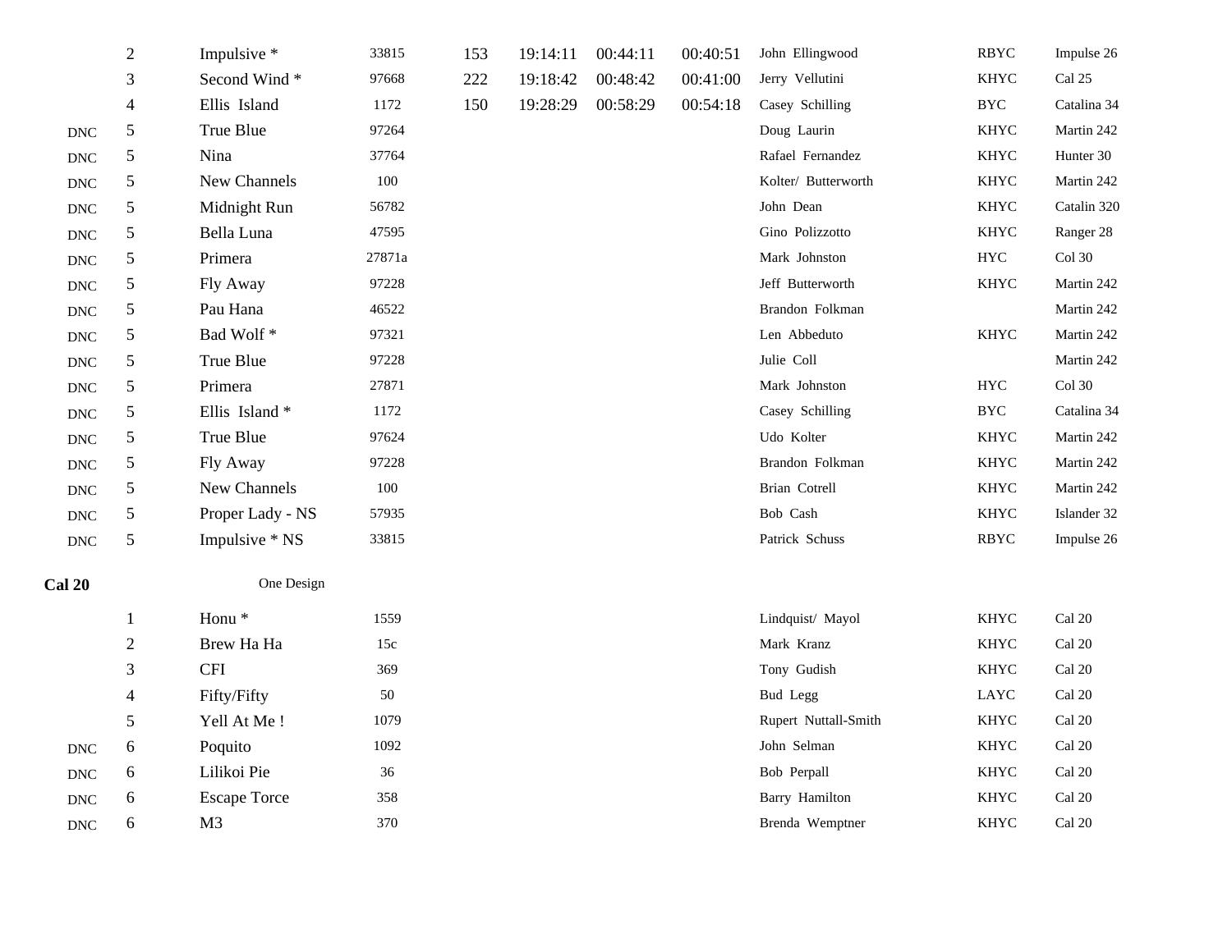| | | | | | | | | | | |
|---|---|---|---|---|---|---|---|---|---|---|
| | 2 | Impulsive * | 33815 | 153 | 19:14:11 | 00:44:11 | 00:40:51 | John Ellingwood | RBYC | Impulse 26 |
| | 3 | Second Wind * | 97668 | 222 | 19:18:42 | 00:48:42 | 00:41:00 | Jerry Vellutini | KHYC | Cal 25 |
| | 4 | Ellis Island | 1172 | 150 | 19:28:29 | 00:58:29 | 00:54:18 | Casey Schilling | BYC | Catalina 34 |
| DNC | 5 | True Blue | 97264 | | | | | Doug Laurin | KHYC | Martin 242 |
| DNC | 5 | Nina | 37764 | | | | | Rafael Fernandez | KHYC | Hunter 30 |
| DNC | 5 | New Channels | 100 | | | | | Kolter/ Butterworth | KHYC | Martin 242 |
| DNC | 5 | Midnight Run | 56782 | | | | | John Dean | KHYC | Catalin 320 |
| DNC | 5 | Bella Luna | 47595 | | | | | Gino Polizzotto | KHYC | Ranger 28 |
| DNC | 5 | Primera | 27871a | | | | | Mark Johnston | HYC | Col 30 |
| DNC | 5 | Fly Away | 97228 | | | | | Jeff Butterworth | KHYC | Martin 242 |
| DNC | 5 | Pau Hana | 46522 | | | | | Brandon Folkman | | Martin 242 |
| DNC | 5 | Bad Wolf * | 97321 | | | | | Len Abbeduto | KHYC | Martin 242 |
| DNC | 5 | True Blue | 97228 | | | | | Julie Coll | | Martin 242 |
| DNC | 5 | Primera | 27871 | | | | | Mark Johnston | HYC | Col 30 |
| DNC | 5 | Ellis Island * | 1172 | | | | | Casey Schilling | BYC | Catalina 34 |
| DNC | 5 | True Blue | 97624 | | | | | Udo Kolter | KHYC | Martin 242 |
| DNC | 5 | Fly Away | 97228 | | | | | Brandon Folkman | KHYC | Martin 242 |
| DNC | 5 | New Channels | 100 | | | | | Brian Cotrell | KHYC | Martin 242 |
| DNC | 5 | Proper Lady - NS | 57935 | | | | | Bob Cash | KHYC | Islander 32 |
| DNC | 5 | Impulsive * NS | 33815 | | | | | Patrick Schuss | RBYC | Impulse 26 |

**Cal 20** One Design

| | | | | | | | | | | |
|---|---|---|---|---|---|---|---|---|---|---|
| | 1 | Honu * | 1559 | | | | | Lindquist/ Mayol | KHYC | Cal 20 |
| | 2 | Brew Ha Ha | 15c | | | | | Mark Kranz | KHYC | Cal 20 |
| | 3 | CFI | 369 | | | | | Tony Gudish | KHYC | Cal 20 |
| | 4 | Fifty/Fifty | 50 | | | | | Bud Legg | LAYC | Cal 20 |
| | 5 | Yell At Me ! | 1079 | | | | | Rupert Nuttall-Smith | KHYC | Cal 20 |
| DNC | 6 | Poquito | 1092 | | | | | John Selman | KHYC | Cal 20 |
| DNC | 6 | Lilikoi Pie | 36 | | | | | Bob Perpall | KHYC | Cal 20 |
| DNC | 6 | Escape Torce | 358 | | | | | Barry Hamilton | KHYC | Cal 20 |
| DNC | 6 | M3 | 370 | | | | | Brenda Wemptner | KHYC | Cal 20 |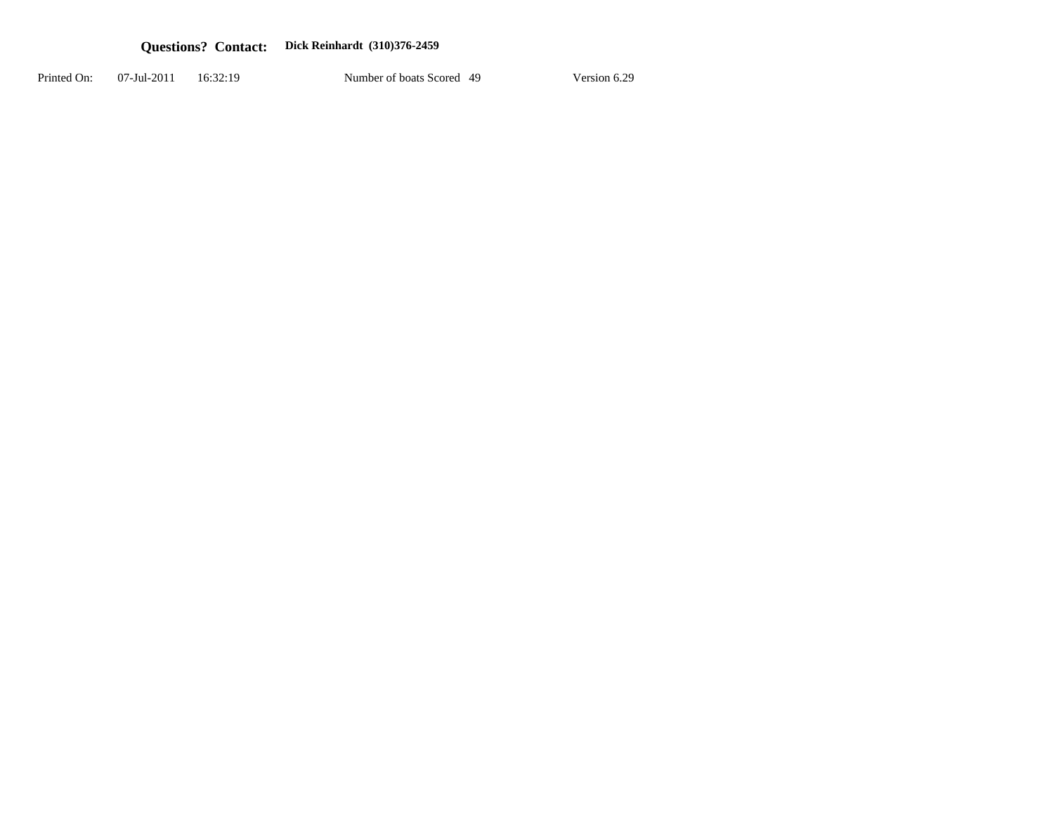**Questions? Contact:** **Dick Reinhardt (310)376-2459**

Printed On: 07-Jul-2011 16:32:19 Number of boats Scored 49 Version 6.29